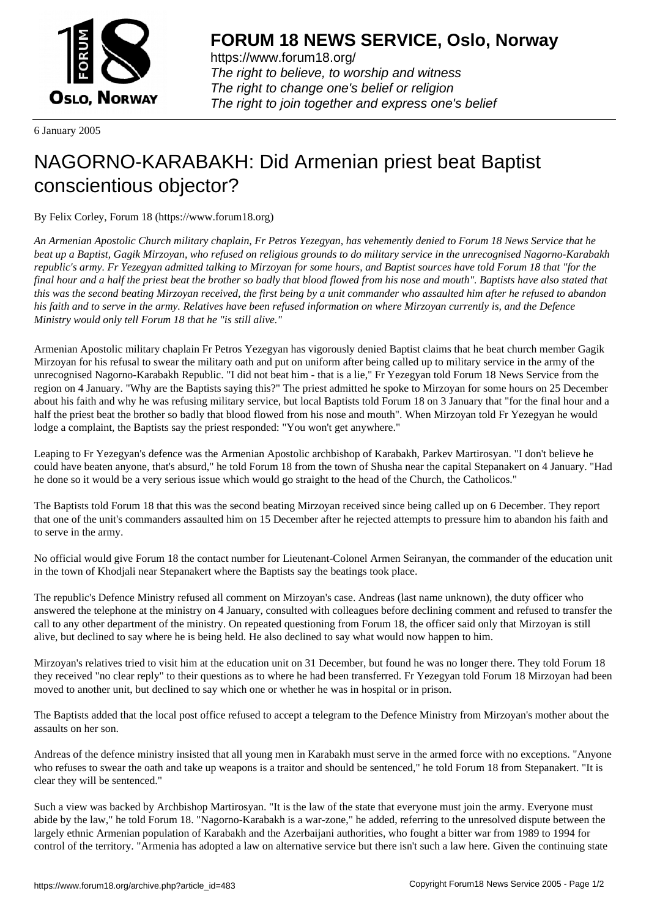**FORUM 18 NEWS SERVICE, Oslo, Norway**

https://www.forum18.org/
*The right to believe, to worship and witness*
*The right to change one's belief or religion*
*The right to join together and express one's belief*

6 January 2005

# NAGORNO-KARABAKH: Did Armenian priest beat Baptist conscientious objector?

By Felix Corley, Forum 18 (https://www.forum18.org)

*An Armenian Apostolic Church military chaplain, Fr Petros Yezegyan, has vehemently denied to Forum 18 News Service that he beat up a Baptist, Gagik Mirzoyan, who refused on religious grounds to do military service in the unrecognised Nagorno-Karabakh republic's army. Fr Yezegyan admitted talking to Mirzoyan for some hours, and Baptist sources have told Forum 18 that "for the final hour and a half the priest beat the brother so badly that blood flowed from his nose and mouth". Baptists have also stated that this was the second beating Mirzoyan received, the first being by a unit commander who assaulted him after he refused to abandon his faith and to serve in the army. Relatives have been refused information on where Mirzoyan currently is, and the Defence Ministry would only tell Forum 18 that he "is still alive."*

Armenian Apostolic military chaplain Fr Petros Yezegyan has vigorously denied Baptist claims that he beat church member Gagik Mirzoyan for his refusal to swear the military oath and put on uniform after being called up to military service in the army of the unrecognised Nagorno-Karabakh Republic. "I did not beat him - that is a lie," Fr Yezegyan told Forum 18 News Service from the region on 4 January. "Why are the Baptists saying this?" The priest admitted he spoke to Mirzoyan for some hours on 25 December about his faith and why he was refusing military service, but local Baptists told Forum 18 on 3 January that "for the final hour and a half the priest beat the brother so badly that blood flowed from his nose and mouth". When Mirzoyan told Fr Yezegyan he would lodge a complaint, the Baptists say the priest responded: "You won't get anywhere."

Leaping to Fr Yezegyan's defence was the Armenian Apostolic archbishop of Karabakh, Parkev Martirosyan. "I don't believe he could have beaten anyone, that's absurd," he told Forum 18 from the town of Shusha near the capital Stepanakert on 4 January. "Had he done so it would be a very serious issue which would go straight to the head of the Church, the Catholicos."

The Baptists told Forum 18 that this was the second beating Mirzoyan received since being called up on 6 December. They report that one of the unit's commanders assaulted him on 15 December after he rejected attempts to pressure him to abandon his faith and to serve in the army.

No official would give Forum 18 the contact number for Lieutenant-Colonel Armen Seiranyan, the commander of the education unit in the town of Khodjali near Stepanakert where the Baptists say the beatings took place.

The republic's Defence Ministry refused all comment on Mirzoyan's case. Andreas (last name unknown), the duty officer who answered the telephone at the ministry on 4 January, consulted with colleagues before declining comment and refused to transfer the call to any other department of the ministry. On repeated questioning from Forum 18, the officer said only that Mirzoyan is still alive, but declined to say where he is being held. He also declined to say what would now happen to him.

Mirzoyan's relatives tried to visit him at the education unit on 31 December, but found he was no longer there. They told Forum 18 they received "no clear reply" to their questions as to where he had been transferred. Fr Yezegyan told Forum 18 Mirzoyan had been moved to another unit, but declined to say which one or whether he was in hospital or in prison.

The Baptists added that the local post office refused to accept a telegram to the Defence Ministry from Mirzoyan's mother about the assaults on her son.

Andreas of the defence ministry insisted that all young men in Karabakh must serve in the armed force with no exceptions. "Anyone who refuses to swear the oath and take up weapons is a traitor and should be sentenced," he told Forum 18 from Stepanakert. "It is clear they will be sentenced."

Such a view was backed by Archbishop Martirosyan. "It is the law of the state that everyone must join the army. Everyone must abide by the law," he told Forum 18. "Nagorno-Karabakh is a war-zone," he added, referring to the unresolved dispute between the largely ethnic Armenian population of Karabakh and the Azerbaijani authorities, who fought a bitter war from 1989 to 1994 for control of the territory. "Armenia has adopted a law on alternative service but there isn't such a law here. Given the continuing state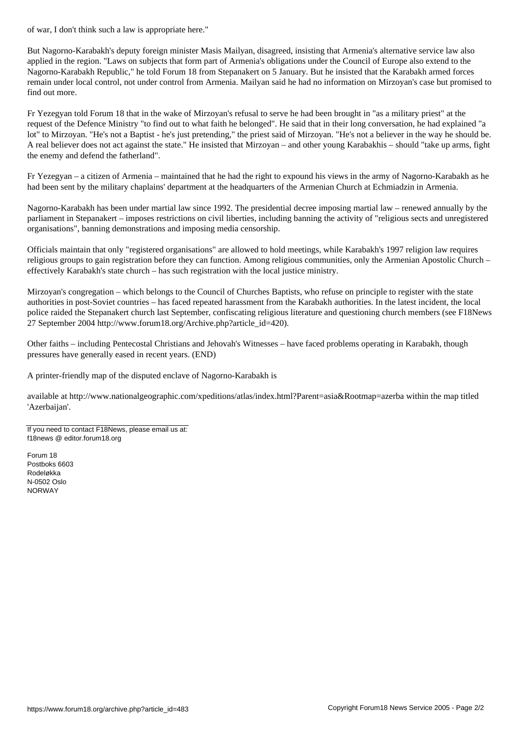of war, I don't think such a law is appropriate here."

But Nagorno-Karabakh's deputy foreign minister Masis Mailyan, disagreed, insisting that Armenia's alternative service law also applied in the region. "Laws on subjects that form part of Armenia's obligations under the Council of Europe also extend to the Nagorno-Karabakh Republic," he told Forum 18 from Stepanakert on 5 January. But he insisted that the Karabakh armed forces remain under local control, not under control from Armenia. Mailyan said he had no information on Mirzoyan's case but promised to find out more.

Fr Yezegyan told Forum 18 that in the wake of Mirzoyan's refusal to serve he had been brought in "as a military priest" at the request of the Defence Ministry "to find out to what faith he belonged". He said that in their long conversation, he had explained "a lot" to Mirzoyan. "He's not a Baptist - he's just pretending," the priest said of Mirzoyan. "He's not a believer in the way he should be. A real believer does not act against the state." He insisted that Mirzoyan – and other young Karabakhis – should "take up arms, fight the enemy and defend the fatherland".

Fr Yezegyan – a citizen of Armenia – maintained that he had the right to expound his views in the army of Nagorno-Karabakh as he had been sent by the military chaplains' department at the headquarters of the Armenian Church at Echmiadzin in Armenia.

Nagorno-Karabakh has been under martial law since 1992. The presidential decree imposing martial law – renewed annually by the parliament in Stepanakert – imposes restrictions on civil liberties, including banning the activity of "religious sects and unregistered organisations", banning demonstrations and imposing media censorship.

Officials maintain that only "registered organisations" are allowed to hold meetings, while Karabakh's 1997 religion law requires religious groups to gain registration before they can function. Among religious communities, only the Armenian Apostolic Church – effectively Karabakh's state church – has such registration with the local justice ministry.

Mirzoyan's congregation – which belongs to the Council of Churches Baptists, who refuse on principle to register with the state authorities in post-Soviet countries – has faced repeated harassment from the Karabakh authorities. In the latest incident, the local police raided the Stepanakert church last September, confiscating religious literature and questioning church members (see F18News 27 September 2004 http://www.forum18.org/Archive.php?article_id=420).

Other faiths – including Pentecostal Christians and Jehovah's Witnesses – have faced problems operating in Karabakh, though pressures have generally eased in recent years. (END)

A printer-friendly map of the disputed enclave of Nagorno-Karabakh is

available at http://www.nationalgeographic.com/xpeditions/atlas/index.html?Parent=asia&Rootmap=azerba within the map titled 'Azerbaijan'.

If you need to contact F18News, please email us at:
f18news @ editor.forum18.org

Forum 18
Postboks 6603
Rodeløkka
N-0502 Oslo
NORWAY